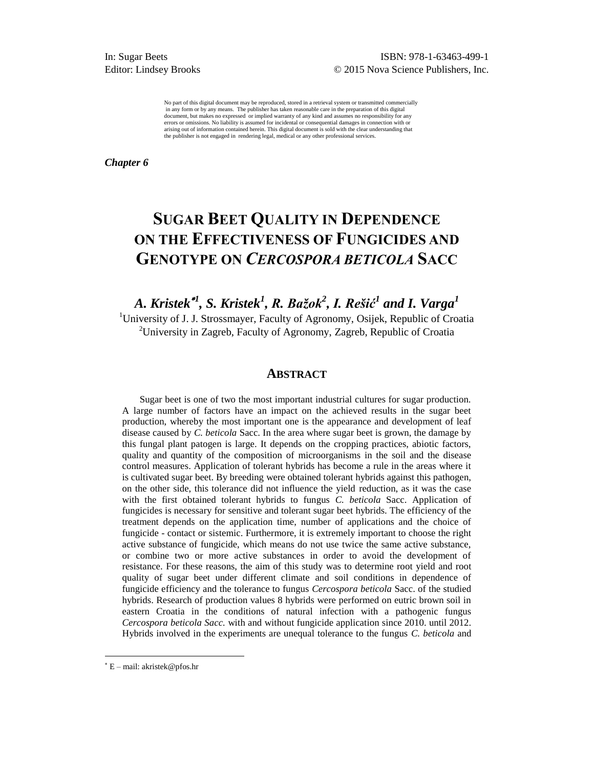In: Sugar Beets
Editor: Lindsey Brooks

ISBN: 978-1-63463-499-1
© 2015 Nova Science Publishers, Inc.

No part of this digital document may be reproduced, stored in a retrieval system or transmitted commercially in any form or by any means. The publisher has taken reasonable care in the preparation of this digital document, but makes no expressed or implied warranty of any kind and assumes no responsibility for any errors or omissions. No liability is assumed for incidental or consequential damages in connection with or arising out of information contained herein. This digital document is sold with the clear understanding that the publisher is not engaged in rendering legal, medical or any other professional services.

***Chapter 6***

# SUGAR BEET QUALITY IN DEPENDENCE ON THE EFFECTIVENESS OF FUNGICIDES AND GENOTYPE ON *CERCOSPORA BETICOLA* SACC

***A. Kristek*[*1], S. Kristek[1], R. Bažok[2], I. Rešić[1] and I. Varga[1]***

[1]University of J. J. Strossmayer, Faculty of Agronomy, Osijek, Republic of Croatia
[2]University in Zagreb, Faculty of Agronomy, Zagreb, Republic of Croatia

## ABSTRACT

Sugar beet is one of two the most important industrial cultures for sugar production. A large number of factors have an impact on the achieved results in the sugar beet production, whereby the most important one is the appearance and development of leaf disease caused by *C. beticola* Sacc. In the area where sugar beet is grown, the damage by this fungal plant patogen is large. It depends on the cropping practices, abiotic factors, quality and quantity of the composition of microorganisms in the soil and the disease control measures. Application of tolerant hybrids has become a rule in the areas where it is cultivated sugar beet. By breeding were obtained tolerant hybrids against this pathogen, on the other side, this tolerance did not influence the yield reduction, as it was the case with the first obtained tolerant hybrids to fungus *C. beticola* Sacc. Application of fungicides is necessary for sensitive and tolerant sugar beet hybrids. The efficiency of the treatment depends on the application time, number of applications and the choice of fungicide - contact or sistemic. Furthermore, it is extremely important to choose the right active substance of fungicide, which means do not use twice the same active substance, or combine two or more active substances in order to avoid the development of resistance. For these reasons, the aim of this study was to determine root yield and root quality of sugar beet under different climate and soil conditions in dependence of fungicide efficiency and the tolerance to fungus *Cercospora beticola* Sacc. of the studied hybrids. Research of production values 8 hybrids were performed on eutric brown soil in eastern Croatia in the conditions of natural infection with a pathogenic fungus *Cercospora beticola Sacc.* with and without fungicide application since 2010. until 2012. Hybrids involved in the experiments are unequal tolerance to the fungus *C. beticola* and

[*] E – mail: akristek@pfos.hr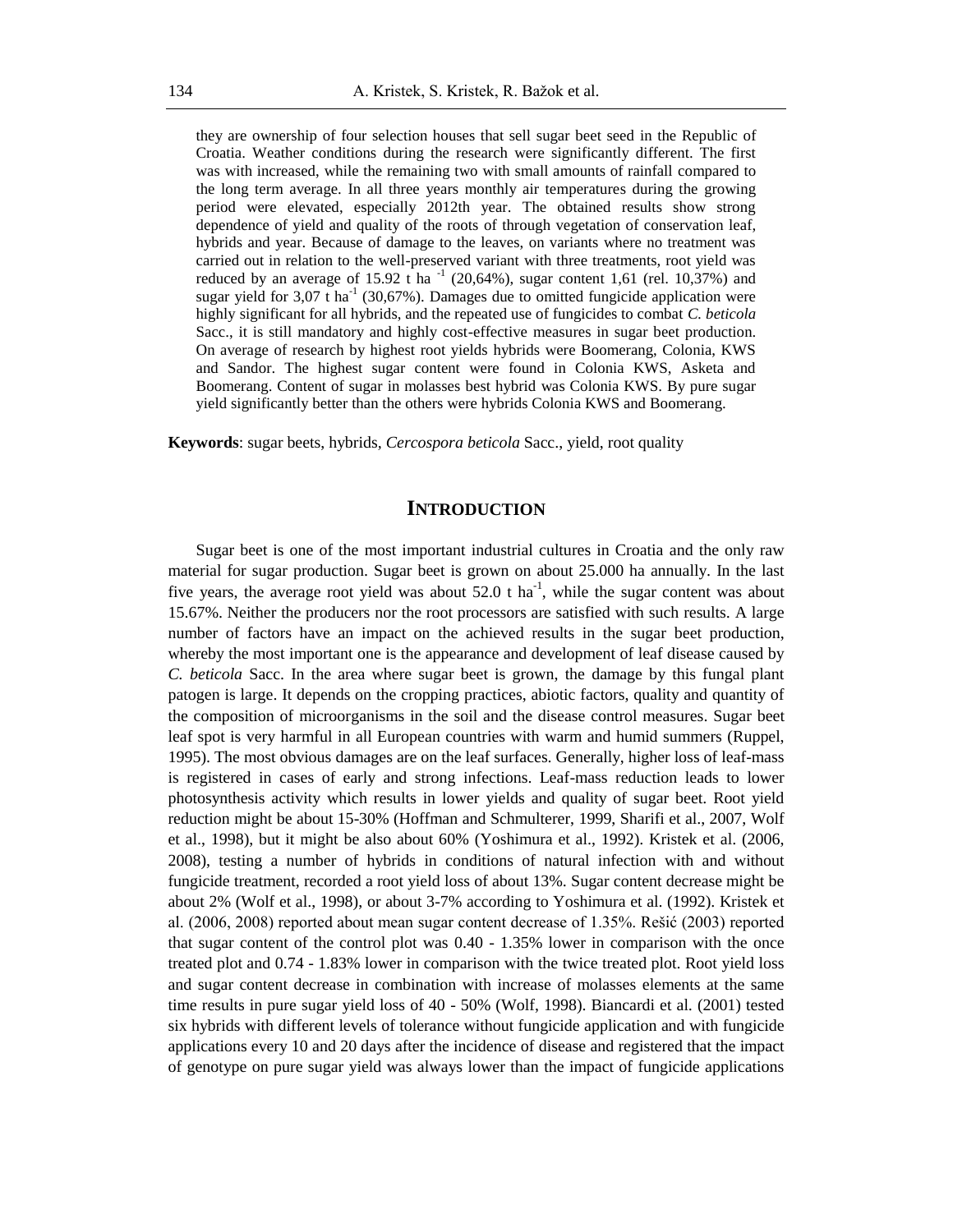they are ownership of four selection houses that sell sugar beet seed in the Republic of Croatia. Weather conditions during the research were significantly different. The first was with increased, while the remaining two with small amounts of rainfall compared to the long term average. In all three years monthly air temperatures during the growing period were elevated, especially 2012th year. The obtained results show strong dependence of yield and quality of the roots of through vegetation of conservation leaf, hybrids and year. Because of damage to the leaves, on variants where no treatment was carried out in relation to the well-preserved variant with three treatments, root yield was reduced by an average of 15.92 t ha $^{-1}$ (20,64%), sugar content 1,61 (rel. 10,37%) and sugar yield for 3,07 t ha$^{-1}$ (30,67%). Damages due to omitted fungicide application were highly significant for all hybrids, and the repeated use of fungicides to combat *C. beticola* Sacc., it is still mandatory and highly cost-effective measures in sugar beet production. On average of research by highest root yields hybrids were Boomerang, Colonia, KWS and Sandor. The highest sugar content were found in Colonia KWS, Asketa and Boomerang. Content of sugar in molasses best hybrid was Colonia KWS. By pure sugar yield significantly better than the others were hybrids Colonia KWS and Boomerang.

**Keywords**: sugar beets, hybrids, *Cercospora beticola* Sacc., yield, root quality

## INTRODUCTION

Sugar beet is one of the most important industrial cultures in Croatia and the only raw material for sugar production. Sugar beet is grown on about 25.000 ha annually. In the last five years, the average root yield was about 52.0 t ha$^{-1}$, while the sugar content was about 15.67%. Neither the producers nor the root processors are satisfied with such results. A large number of factors have an impact on the achieved results in the sugar beet production, whereby the most important one is the appearance and development of leaf disease caused by *C. beticola* Sacc. In the area where sugar beet is grown, the damage by this fungal plant patogen is large. It depends on the cropping practices, abiotic factors, quality and quantity of the composition of microorganisms in the soil and the disease control measures. Sugar beet leaf spot is very harmful in all European countries with warm and humid summers (Ruppel, 1995). The most obvious damages are on the leaf surfaces. Generally, higher loss of leaf-mass is registered in cases of early and strong infections. Leaf-mass reduction leads to lower photosynthesis activity which results in lower yields and quality of sugar beet. Root yield reduction might be about 15-30% (Hoffman and Schmulterer, 1999, Sharifi et al., 2007, Wolf et al., 1998), but it might be also about 60% (Yoshimura et al., 1992). Kristek et al. (2006, 2008), testing a number of hybrids in conditions of natural infection with and without fungicide treatment, recorded a root yield loss of about 13%. Sugar content decrease might be about 2% (Wolf et al., 1998), or about 3-7% according to Yoshimura et al. (1992). Kristek et al. (2006, 2008) reported about mean sugar content decrease of 1.35%. Rešić (2003) reported that sugar content of the control plot was 0.40 - 1.35% lower in comparison with the once treated plot and 0.74 - 1.83% lower in comparison with the twice treated plot. Root yield loss and sugar content decrease in combination with increase of molasses elements at the same time results in pure sugar yield loss of 40 - 50% (Wolf, 1998). Biancardi et al. (2001) tested six hybrids with different levels of tolerance without fungicide application and with fungicide applications every 10 and 20 days after the incidence of disease and registered that the impact of genotype on pure sugar yield was always lower than the impact of fungicide applications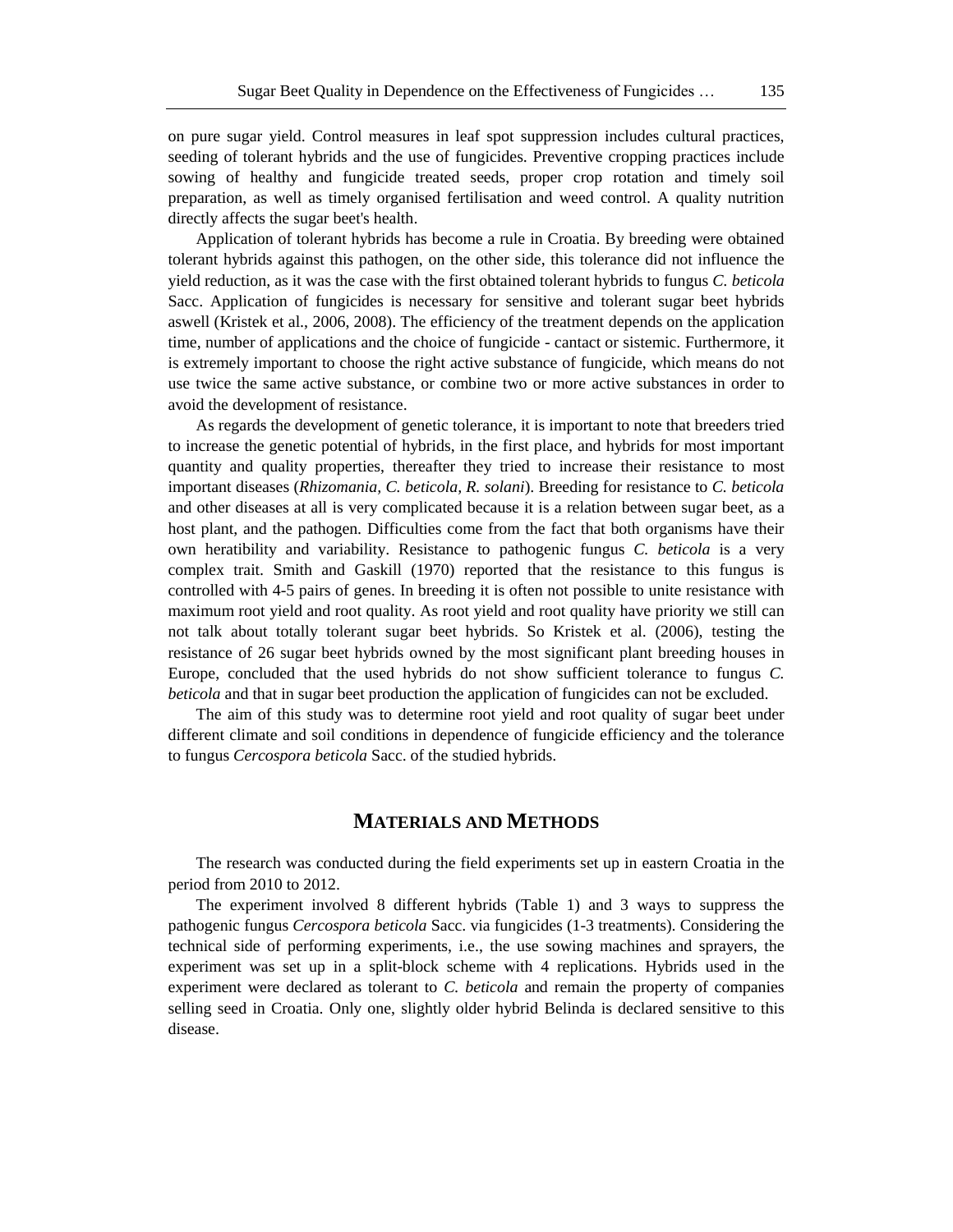on pure sugar yield. Control measures in leaf spot suppression includes cultural practices, seeding of tolerant hybrids and the use of fungicides. Preventive cropping practices include sowing of healthy and fungicide treated seeds, proper crop rotation and timely soil preparation, as well as timely organised fertilisation and weed control. A quality nutrition directly affects the sugar beet's health.

Application of tolerant hybrids has become a rule in Croatia. By breeding were obtained tolerant hybrids against this pathogen, on the other side, this tolerance did not influence the yield reduction, as it was the case with the first obtained tolerant hybrids to fungus *C. beticola* Sacc. Application of fungicides is necessary for sensitive and tolerant sugar beet hybrids aswell (Kristek et al., 2006, 2008). The efficiency of the treatment depends on the application time, number of applications and the choice of fungicide - cantact or sistemic. Furthermore, it is extremely important to choose the right active substance of fungicide, which means do not use twice the same active substance, or combine two or more active substances in order to avoid the development of resistance.

As regards the development of genetic tolerance, it is important to note that breeders tried to increase the genetic potential of hybrids, in the first place, and hybrids for most important quantity and quality properties, thereafter they tried to increase their resistance to most important diseases (*Rhizomania, C. beticola, R. solani*). Breeding for resistance to *C. beticola* and other diseases at all is very complicated because it is a relation between sugar beet, as a host plant, and the pathogen. Difficulties come from the fact that both organisms have their own heratibility and variability. Resistance to pathogenic fungus *C. beticola* is a very complex trait. Smith and Gaskill (1970) reported that the resistance to this fungus is controlled with 4-5 pairs of genes. In breeding it is often not possible to unite resistance with maximum root yield and root quality. As root yield and root quality have priority we still can not talk about totally tolerant sugar beet hybrids. So Kristek et al. (2006), testing the resistance of 26 sugar beet hybrids owned by the most significant plant breeding houses in Europe, concluded that the used hybrids do not show sufficient tolerance to fungus *C. beticola* and that in sugar beet production the application of fungicides can not be excluded.

The aim of this study was to determine root yield and root quality of sugar beet under different climate and soil conditions in dependence of fungicide efficiency and the tolerance to fungus *Cercospora beticola* Sacc. of the studied hybrids.

## MATERIALS AND METHODS

The research was conducted during the field experiments set up in eastern Croatia in the period from 2010 to 2012.

The experiment involved 8 different hybrids (Table 1) and 3 ways to suppress the pathogenic fungus *Cercospora beticola* Sacc. via fungicides (1-3 treatments). Considering the technical side of performing experiments, i.e., the use sowing machines and sprayers, the experiment was set up in a split-block scheme with 4 replications. Hybrids used in the experiment were declared as tolerant to *C. beticola* and remain the property of companies selling seed in Croatia. Only one, slightly older hybrid Belinda is declared sensitive to this disease.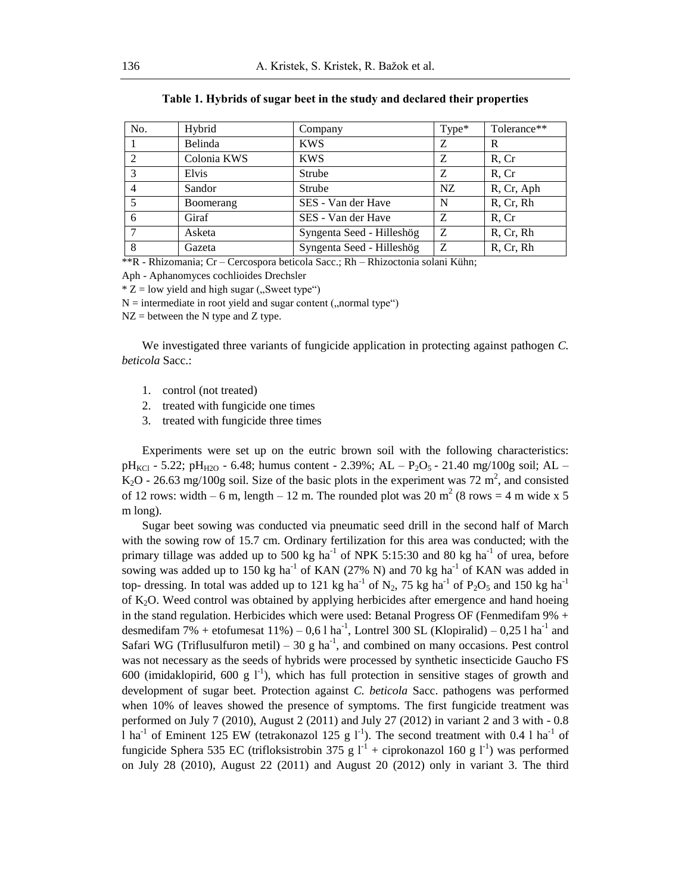**Table 1. Hybrids of sugar beet in the study and declared their properties**

| No. | Hybrid | Company | Type* | Tolerance** |
|---|---|---|---|---|
| 1 | Belinda | KWS | Z | R |
| 2 | Colonia KWS | KWS | Z | R, Cr |
| 3 | Elvis | Strube | Z | R, Cr |
| 4 | Sandor | Strube | NZ | R, Cr, Aph |
| 5 | Boomerang | SES - Van der Have | N | R, Cr, Rh |
| 6 | Giraf | SES - Van der Have | Z | R, Cr |
| 7 | Asketa | Syngenta Seed - Hilleshög | Z | R, Cr, Rh |
| 8 | Gazeta | Syngenta Seed - Hilleshög | Z | R, Cr, Rh |

**R - Rhizomania; Cr – Cercospora beticola Sacc.; Rh – Rhizoctonia solani Kühn;

Aph - Aphanomyces cochlioides Drechsler

* Z = low yield and high sugar („Sweet type")

N = intermediate in root yield and sugar content („normal type")

NZ = between the N type and Z type.

We investigated three variants of fungicide application in protecting against pathogen *C. beticola* Sacc.:

1. control (not treated)
2. treated with fungicide one times
3. treated with fungicide three times

Experiments were set up on the eutric brown soil with the following characteristics: $pH_{KCl}$ - 5.22; $pH_{H2O}$ - 6.48; humus content - 2.39%; AL – $P_2O_5$ - 21.40 mg/100g soil; AL – $K_2O$ - 26.63 mg/100g soil. Size of the basic plots in the experiment was 72 $m^2$, and consisted of 12 rows: width – 6 m, length – 12 m. The rounded plot was 20 $m^2$ (8 rows = 4 m wide x 5 m long).

Sugar beet sowing was conducted via pneumatic seed drill in the second half of March with the sowing row of 15.7 cm. Ordinary fertilization for this area was conducted; with the primary tillage was added up to 500 kg $ha^{-1}$ of NPK 5:15:30 and 80 kg $ha^{-1}$ of urea, before sowing was added up to 150 kg $ha^{-1}$ of KAN (27% N) and 70 kg $ha^{-1}$ of KAN was added in top- dressing. In total was added up to 121 kg $ha^{-1}$ of $N_2$, 75 kg $ha^{-1}$ of $P_2O_5$ and 150 kg $ha^{-1}$ of $K_2O$. Weed control was obtained by applying herbicides after emergence and hand hoeing in the stand regulation. Herbicides which were used: Betanal Progress OF (Fenmedifam 9% + desmedifam 7% + etofumesat 11%) – 0,6 l $ha^{-1}$, Lontrel 300 SL (Klopiralid) – 0,25 l $ha^{-1}$ and Safari WG (Triflusulfuron metil) – 30 g $ha^{-1}$, and combined on many occasions. Pest control was not necessary as the seeds of hybrids were processed by synthetic insecticide Gaucho FS 600 (imidaklopirid, 600 g $l^{-1}$), which has full protection in sensitive stages of growth and development of sugar beet. Protection against *C. beticola* Sacc. pathogens was performed when 10% of leaves showed the presence of symptoms. The first fungicide treatment was performed on July 7 (2010), August 2 (2011) and July 27 (2012) in variant 2 and 3 with - 0.8 l $ha^{-1}$ of Eminent 125 EW (tetrakonazol 125 g $l^{-1}$). The second treatment with 0.4 l $ha^{-1}$ of fungicide Sphera 535 EC (trifloksistrobin 375 g $l^{-1}$ + ciprokonazol 160 g $l^{-1}$) was performed on July 28 (2010), August 22 (2011) and August 20 (2012) only in variant 3. The third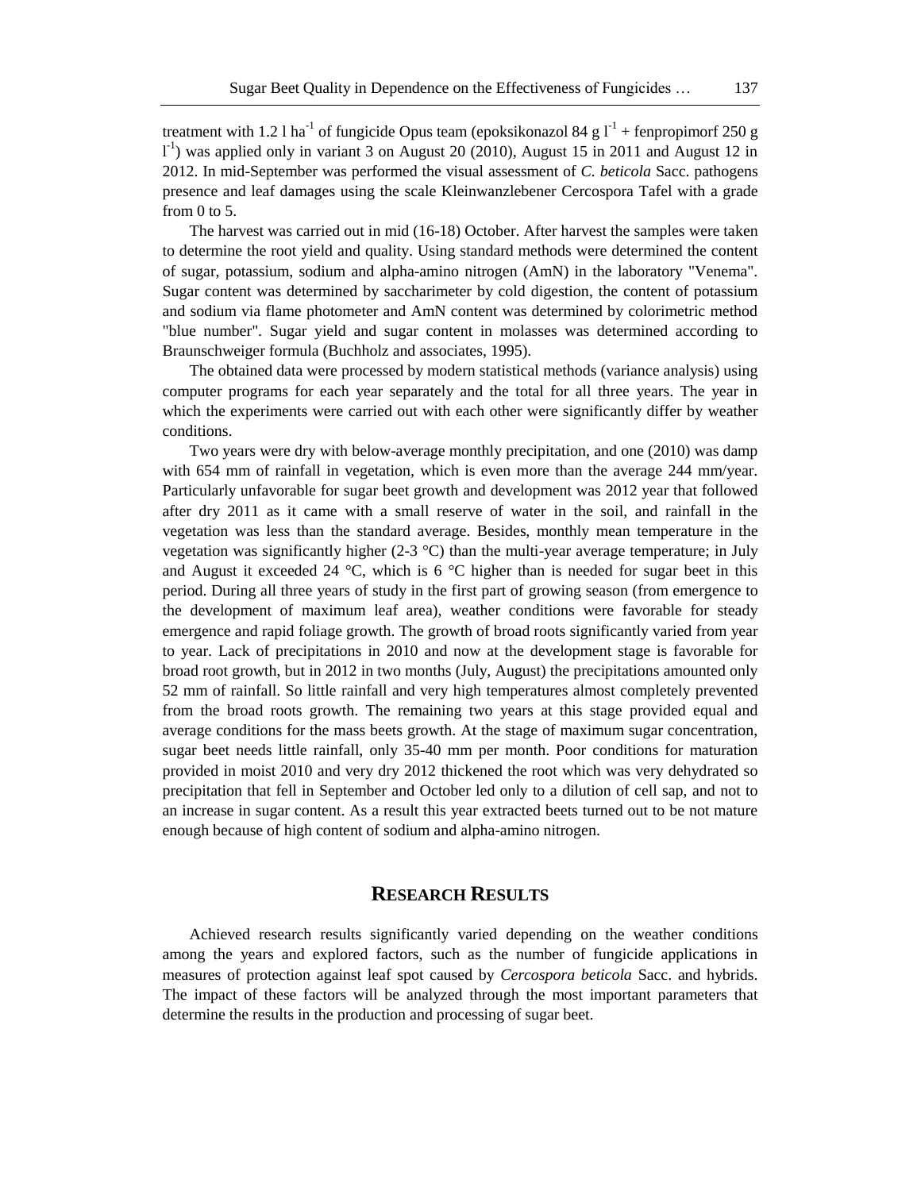treatment with 1.2 l ha$^{-1}$ of fungicide Opus team (epoksikonazol 84 g l$^{-1}$ + fenpropimorf 250 g l$^{-1}$) was applied only in variant 3 on August 20 (2010), August 15 in 2011 and August 12 in 2012. In mid-September was performed the visual assessment of *C. beticola* Sacc. pathogens presence and leaf damages using the scale Kleinwanzlebener Cercospora Tafel with a grade from 0 to 5.

The harvest was carried out in mid (16-18) October. After harvest the samples were taken to determine the root yield and quality. Using standard methods were determined the content of sugar, potassium, sodium and alpha-amino nitrogen (AmN) in the laboratory "Venema". Sugar content was determined by saccharimeter by cold digestion, the content of potassium and sodium via flame photometer and AmN content was determined by colorimetric method "blue number". Sugar yield and sugar content in molasses was determined according to Braunschweiger formula (Buchholz and associates, 1995).

The obtained data were processed by modern statistical methods (variance analysis) using computer programs for each year separately and the total for all three years. The year in which the experiments were carried out with each other were significantly differ by weather conditions.

Two years were dry with below-average monthly precipitation, and one (2010) was damp with 654 mm of rainfall in vegetation, which is even more than the average 244 mm/year. Particularly unfavorable for sugar beet growth and development was 2012 year that followed after dry 2011 as it came with a small reserve of water in the soil, and rainfall in the vegetation was less than the standard average. Besides, monthly mean temperature in the vegetation was significantly higher (2-3 °C) than the multi-year average temperature; in July and August it exceeded 24 °C, which is 6 °C higher than is needed for sugar beet in this period. During all three years of study in the first part of growing season (from emergence to the development of maximum leaf area), weather conditions were favorable for steady emergence and rapid foliage growth. The growth of broad roots significantly varied from year to year. Lack of precipitations in 2010 and now at the development stage is favorable for broad root growth, but in 2012 in two months (July, August) the precipitations amounted only 52 mm of rainfall. So little rainfall and very high temperatures almost completely prevented from the broad roots growth. The remaining two years at this stage provided equal and average conditions for the mass beets growth. At the stage of maximum sugar concentration, sugar beet needs little rainfall, only 35-40 mm per month. Poor conditions for maturation provided in moist 2010 and very dry 2012 thickened the root which was very dehydrated so precipitation that fell in September and October led only to a dilution of cell sap, and not to an increase in sugar content. As a result this year extracted beets turned out to be not mature enough because of high content of sodium and alpha-amino nitrogen.

## RESEARCH RESULTS

Achieved research results significantly varied depending on the weather conditions among the years and explored factors, such as the number of fungicide applications in measures of protection against leaf spot caused by *Cercospora beticola* Sacc. and hybrids. The impact of these factors will be analyzed through the most important parameters that determine the results in the production and processing of sugar beet.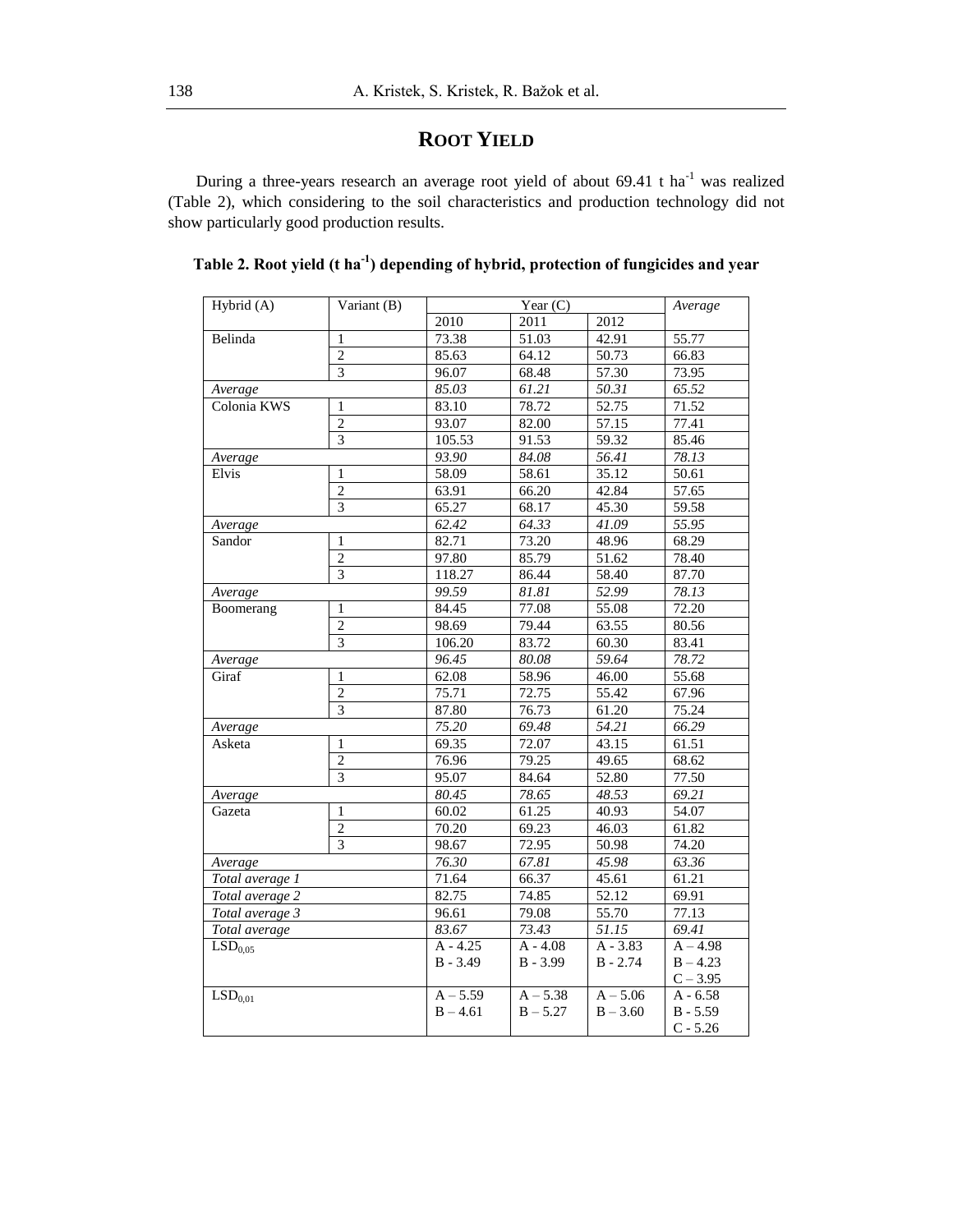## ROOT YIELD

During a three-years research an average root yield of about 69.41 t ha$^{-1}$ was realized (Table 2), which considering to the soil characteristics and production technology did not show particularly good production results.

**Table 2. Root yield (t ha$^{-1}$) depending of hybrid, protection of fungicides and year**

| Hybrid (A) | Variant (B) | Year (C) | | | *Average* |
|---|---|---|---|---|---|
| | | 2010 | 2011 | 2012 | |
| Belinda | 1 | 73.38 | 51.03 | 42.91 | 55.77 |
| | 2 | 85.63 | 64.12 | 50.73 | 66.83 |
| | 3 | 96.07 | 68.48 | 57.30 | 73.95 |
| *Average* | | *85.03* | *61.21* | *50.31* | *65.52* |
| Colonia KWS | 1 | 83.10 | 78.72 | 52.75 | 71.52 |
| | 2 | 93.07 | 82.00 | 57.15 | 77.41 |
| | 3 | 105.53 | 91.53 | 59.32 | 85.46 |
| *Average* | | *93.90* | *84.08* | *56.41* | *78.13* |
| Elvis | 1 | 58.09 | 58.61 | 35.12 | 50.61 |
| | 2 | 63.91 | 66.20 | 42.84 | 57.65 |
| | 3 | 65.27 | 68.17 | 45.30 | 59.58 |
| *Average* | | *62.42* | *64.33* | *41.09* | *55.95* |
| Sandor | 1 | 82.71 | 73.20 | 48.96 | 68.29 |
| | 2 | 97.80 | 85.79 | 51.62 | 78.40 |
| | 3 | 118.27 | 86.44 | 58.40 | 87.70 |
| *Average* | | *99.59* | *81.81* | *52.99* | *78.13* |
| Boomerang | 1 | 84.45 | 77.08 | 55.08 | 72.20 |
| | 2 | 98.69 | 79.44 | 63.55 | 80.56 |
| | 3 | 106.20 | 83.72 | 60.30 | 83.41 |
| *Average* | | *96.45* | *80.08* | *59.64* | *78.72* |
| Giraf | 1 | 62.08 | 58.96 | 46.00 | 55.68 |
| | 2 | 75.71 | 72.75 | 55.42 | 67.96 |
| | 3 | 87.80 | 76.73 | 61.20 | 75.24 |
| *Average* | | *75.20* | *69.48* | *54.21* | *66.29* |
| Asketa | 1 | 69.35 | 72.07 | 43.15 | 61.51 |
| | 2 | 76.96 | 79.25 | 49.65 | 68.62 |
| | 3 | 95.07 | 84.64 | 52.80 | 77.50 |
| *Average* | | *80.45* | *78.65* | *48.53* | *69.21* |
| Gazeta | 1 | 60.02 | 61.25 | 40.93 | 54.07 |
| | 2 | 70.20 | 69.23 | 46.03 | 61.82 |
| | 3 | 98.67 | 72.95 | 50.98 | 74.20 |
| *Average* | | *76.30* | *67.81* | *45.98* | *63.36* |
| *Total average 1* | | 71.64 | 66.37 | 45.61 | 61.21 |
| *Total average 2* | | 82.75 | 74.85 | 52.12 | 69.91 |
| *Total average 3* | | 96.61 | 79.08 | 55.70 | 77.13 |
| *Total average* | | *83.67* | *73.43* | *51.15* | *69.41* |
| $LSD_{0,05}$ | | A - 4.25<br>B - 3.49 | A - 4.08<br>B - 3.99 | A - 3.83<br>B - 2.74 | A – 4.98<br>B – 4.23<br>C – 3.95 |
| $LSD_{0,01}$ | | A – 5.59<br>B – 4.61 | A – 5.38<br>B – 5.27 | A – 5.06<br>B – 3.60 | A - 6.58<br>B - 5.59<br>C - 5.26 |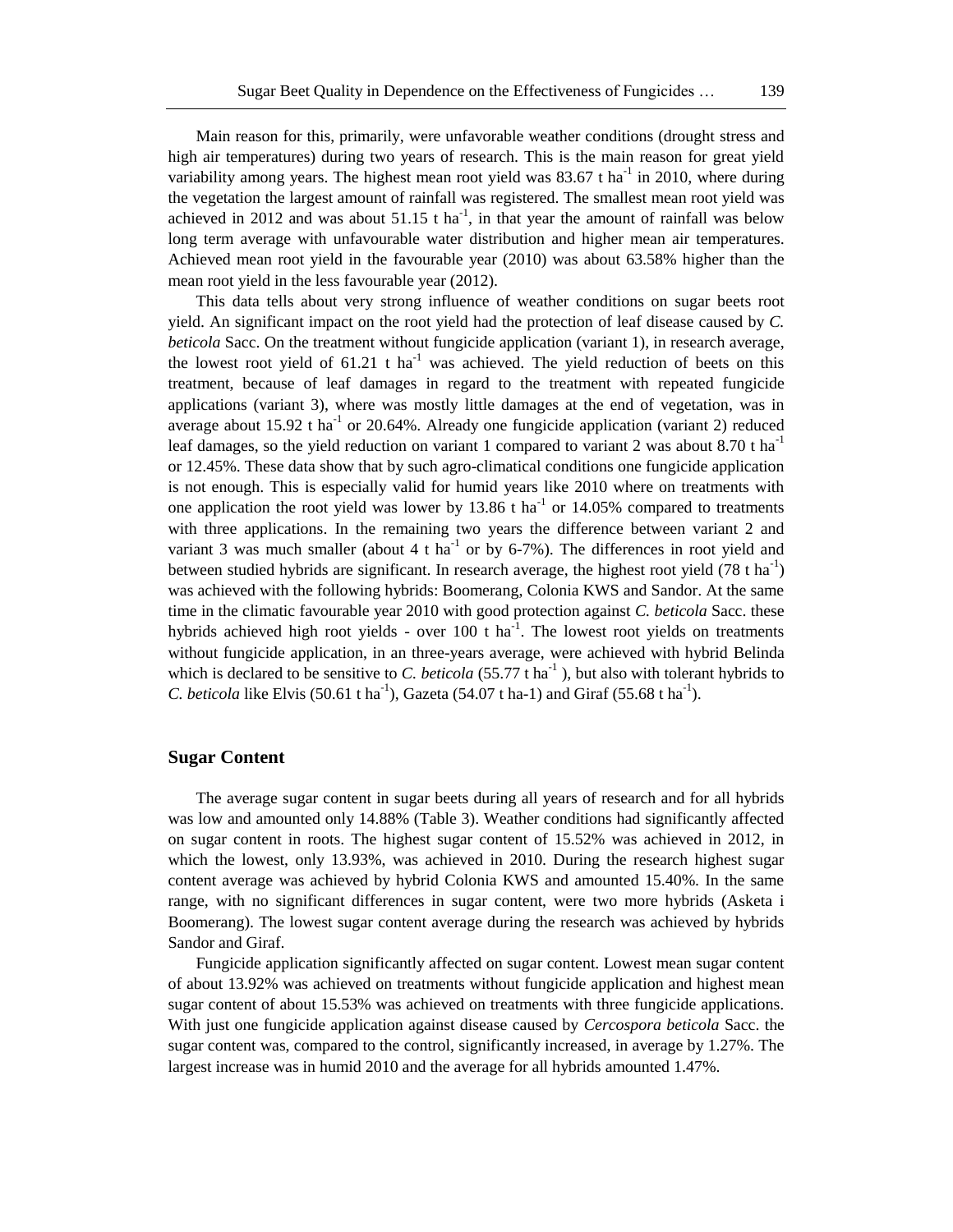Main reason for this, primarily, were unfavorable weather conditions (drought stress and high air temperatures) during two years of research. This is the main reason for great yield variability among years. The highest mean root yield was 83.67 t ha$^{-1}$ in 2010, where during the vegetation the largest amount of rainfall was registered. The smallest mean root yield was achieved in 2012 and was about 51.15 t ha$^{-1}$, in that year the amount of rainfall was below long term average with unfavourable water distribution and higher mean air temperatures. Achieved mean root yield in the favourable year (2010) was about 63.58% higher than the mean root yield in the less favourable year (2012).

This data tells about very strong influence of weather conditions on sugar beets root yield. An significant impact on the root yield had the protection of leaf disease caused by *C. beticola* Sacc. On the treatment without fungicide application (variant 1), in research average, the lowest root yield of 61.21 t ha$^{-1}$ was achieved. The yield reduction of beets on this treatment, because of leaf damages in regard to the treatment with repeated fungicide applications (variant 3), where was mostly little damages at the end of vegetation, was in average about 15.92 t ha$^{-1}$ or 20.64%. Already one fungicide application (variant 2) reduced leaf damages, so the yield reduction on variant 1 compared to variant 2 was about 8.70 t ha$^{-1}$ or 12.45%. These data show that by such agro-climatical conditions one fungicide application is not enough. This is especially valid for humid years like 2010 where on treatments with one application the root yield was lower by 13.86 t ha$^{-1}$ or 14.05% compared to treatments with three applications. In the remaining two years the difference between variant 2 and variant 3 was much smaller (about 4 t ha$^{-1}$ or by 6-7%). The differences in root yield and between studied hybrids are significant. In research average, the highest root yield (78 t ha$^{-1}$) was achieved with the following hybrids: Boomerang, Colonia KWS and Sandor. At the same time in the climatic favourable year 2010 with good protection against *C. beticola* Sacc. these hybrids achieved high root yields - over 100 t ha$^{-1}$. The lowest root yields on treatments without fungicide application, in an three-years average, were achieved with hybrid Belinda which is declared to be sensitive to *C. beticola* (55.77 t ha$^{-1}$ ), but also with tolerant hybrids to *C. beticola* like Elvis (50.61 t ha$^{-1}$), Gazeta (54.07 t ha-1) and Giraf (55.68 t ha$^{-1}$).

## Sugar Content

The average sugar content in sugar beets during all years of research and for all hybrids was low and amounted only 14.88% (Table 3). Weather conditions had significantly affected on sugar content in roots. The highest sugar content of 15.52% was achieved in 2012, in which the lowest, only 13.93%, was achieved in 2010. During the research highest sugar content average was achieved by hybrid Colonia KWS and amounted 15.40%. In the same range, with no significant differences in sugar content, were two more hybrids (Asketa i Boomerang). The lowest sugar content average during the research was achieved by hybrids Sandor and Giraf.

Fungicide application significantly affected on sugar content. Lowest mean sugar content of about 13.92% was achieved on treatments without fungicide application and highest mean sugar content of about 15.53% was achieved on treatments with three fungicide applications. With just one fungicide application against disease caused by *Cercospora beticola* Sacc. the sugar content was, compared to the control, significantly increased, in average by 1.27%. The largest increase was in humid 2010 and the average for all hybrids amounted 1.47%.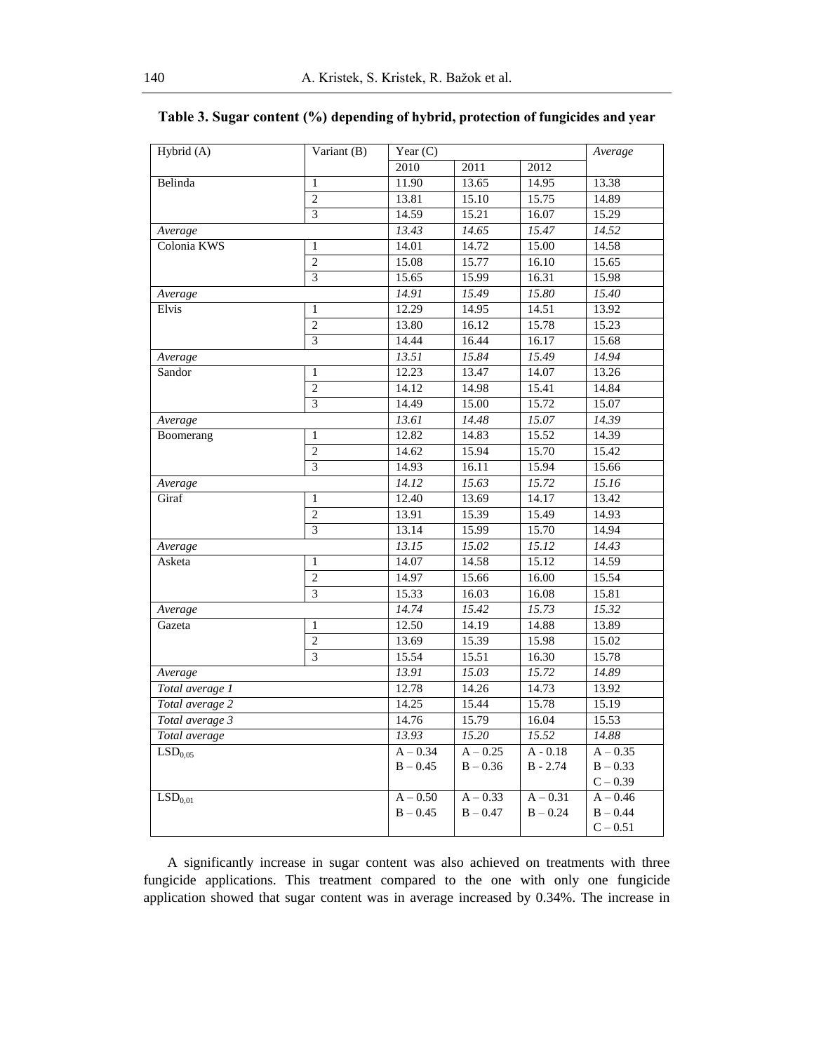**Table 3. Sugar content (%) depending of hybrid, protection of fungicides and year**

| Hybrid (A) | Variant (B) | Year (C) | | | *Average* |
|---|---|---|---|---|---|
| | | 2010 | 2011 | 2012 | |
| Belinda | 1 | 11.90 | 13.65 | 14.95 | 13.38 |
| | 2 | 13.81 | 15.10 | 15.75 | 14.89 |
| | 3 | 14.59 | 15.21 | 16.07 | 15.29 |
| *Average* | | *13.43* | *14.65* | *15.47* | *14.52* |
| Colonia KWS | 1 | 14.01 | 14.72 | 15.00 | 14.58 |
| | 2 | 15.08 | 15.77 | 16.10 | 15.65 |
| | 3 | 15.65 | 15.99 | 16.31 | 15.98 |
| *Average* | | *14.91* | *15.49* | *15.80* | *15.40* |
| Elvis | 1 | 12.29 | 14.95 | 14.51 | 13.92 |
| | 2 | 13.80 | 16.12 | 15.78 | 15.23 |
| | 3 | 14.44 | 16.44 | 16.17 | 15.68 |
| *Average* | | *13.51* | *15.84* | *15.49* | *14.94* |
| Sandor | 1 | 12.23 | 13.47 | 14.07 | 13.26 |
| | 2 | 14.12 | 14.98 | 15.41 | 14.84 |
| | 3 | 14.49 | 15.00 | 15.72 | 15.07 |
| *Average* | | *13.61* | *14.48* | *15.07* | *14.39* |
| Boomerang | 1 | 12.82 | 14.83 | 15.52 | 14.39 |
| | 2 | 14.62 | 15.94 | 15.70 | 15.42 |
| | 3 | 14.93 | 16.11 | 15.94 | 15.66 |
| *Average* | | *14.12* | *15.63* | *15.72* | *15.16* |
| Giraf | 1 | 12.40 | 13.69 | 14.17 | 13.42 |
| | 2 | 13.91 | 15.39 | 15.49 | 14.93 |
| | 3 | 13.14 | 15.99 | 15.70 | 14.94 |
| *Average* | | *13.15* | *15.02* | *15.12* | *14.43* |
| Asketa | 1 | 14.07 | 14.58 | 15.12 | 14.59 |
| | 2 | 14.97 | 15.66 | 16.00 | 15.54 |
| | 3 | 15.33 | 16.03 | 16.08 | 15.81 |
| *Average* | | *14.74* | *15.42* | *15.73* | *15.32* |
| Gazeta | 1 | 12.50 | 14.19 | 14.88 | 13.89 |
| | 2 | 13.69 | 15.39 | 15.98 | 15.02 |
| | 3 | 15.54 | 15.51 | 16.30 | 15.78 |
| *Average* | | *13.91* | *15.03* | *15.72* | *14.89* |
| *Total average 1* | | 12.78 | 14.26 | 14.73 | 13.92 |
| *Total average 2* | | 14.25 | 15.44 | 15.78 | 15.19 |
| *Total average 3* | | 14.76 | 15.79 | 16.04 | 15.53 |
| *Total average* | | *13.93* | *15.20* | *15.52* | *14.88* |
| $LSD_{0,05}$ | | A – 0.34<br>B – 0.45 | A – 0.25<br>B – 0.36 | A - 0.18<br>B - 2.74 | A – 0.35<br>B – 0.33<br>C – 0.39 |
| $LSD_{0,01}$ | | A – 0.50<br>B – 0.45 | A – 0.33<br>B – 0.47 | A – 0.31<br>B – 0.24 | A – 0.46<br>B – 0.44<br>C – 0.51 |

A significantly increase in sugar content was also achieved on treatments with three fungicide applications. This treatment compared to the one with only one fungicide application showed that sugar content was in average increased by 0.34%. The increase in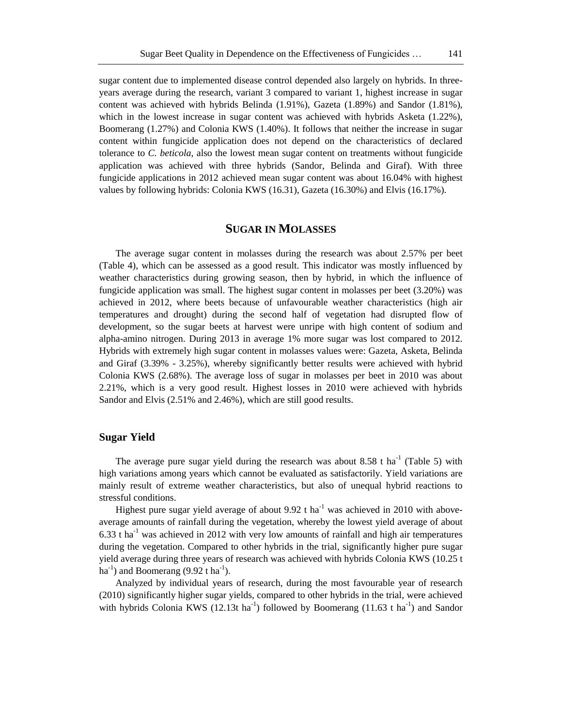sugar content due to implemented disease control depended also largely on hybrids. In three-years average during the research, variant 3 compared to variant 1, highest increase in sugar content was achieved with hybrids Belinda (1.91%), Gazeta (1.89%) and Sandor (1.81%), which in the lowest increase in sugar content was achieved with hybrids Asketa (1.22%), Boomerang (1.27%) and Colonia KWS (1.40%). It follows that neither the increase in sugar content within fungicide application does not depend on the characteristics of declared tolerance to *C. beticola*, also the lowest mean sugar content on treatments without fungicide application was achieved with three hybrids (Sandor, Belinda and Giraf). With three fungicide applications in 2012 achieved mean sugar content was about 16.04% with highest values by following hybrids: Colonia KWS (16.31), Gazeta (16.30%) and Elvis (16.17%).

## SUGAR IN MOLASSES

The average sugar content in molasses during the research was about 2.57% per beet (Table 4), which can be assessed as a good result. This indicator was mostly influenced by weather characteristics during growing season, then by hybrid, in which the influence of fungicide application was small. The highest sugar content in molasses per beet (3.20%) was achieved in 2012, where beets because of unfavourable weather characteristics (high air temperatures and drought) during the second half of vegetation had disrupted flow of development, so the sugar beets at harvest were unripe with high content of sodium and alpha-amino nitrogen. During 2013 in average 1% more sugar was lost compared to 2012. Hybrids with extremely high sugar content in molasses values were: Gazeta, Asketa, Belinda and Giraf (3.39% - 3.25%), whereby significantly better results were achieved with hybrid Colonia KWS (2.68%). The average loss of sugar in molasses per beet in 2010 was about 2.21%, which is a very good result. Highest losses in 2010 were achieved with hybrids Sandor and Elvis (2.51% and 2.46%), which are still good results.

### Sugar Yield

The average pure sugar yield during the research was about 8.58 t ha$^{-1}$ (Table 5) with high variations among years which cannot be evaluated as satisfactorily. Yield variations are mainly result of extreme weather characteristics, but also of unequal hybrid reactions to stressful conditions.

Highest pure sugar yield average of about 9.92 t ha$^{-1}$ was achieved in 2010 with above-average amounts of rainfall during the vegetation, whereby the lowest yield average of about 6.33 t ha$^{-1}$ was achieved in 2012 with very low amounts of rainfall and high air temperatures during the vegetation. Compared to other hybrids in the trial, significantly higher pure sugar yield average during three years of research was achieved with hybrids Colonia KWS (10.25 t ha$^{-1}$) and Boomerang (9.92 t ha$^{-1}$).

Analyzed by individual years of research, during the most favourable year of research (2010) significantly higher sugar yields, compared to other hybrids in the trial, were achieved with hybrids Colonia KWS (12.13t ha$^{-1}$) followed by Boomerang (11.63 t ha$^{-1}$) and Sandor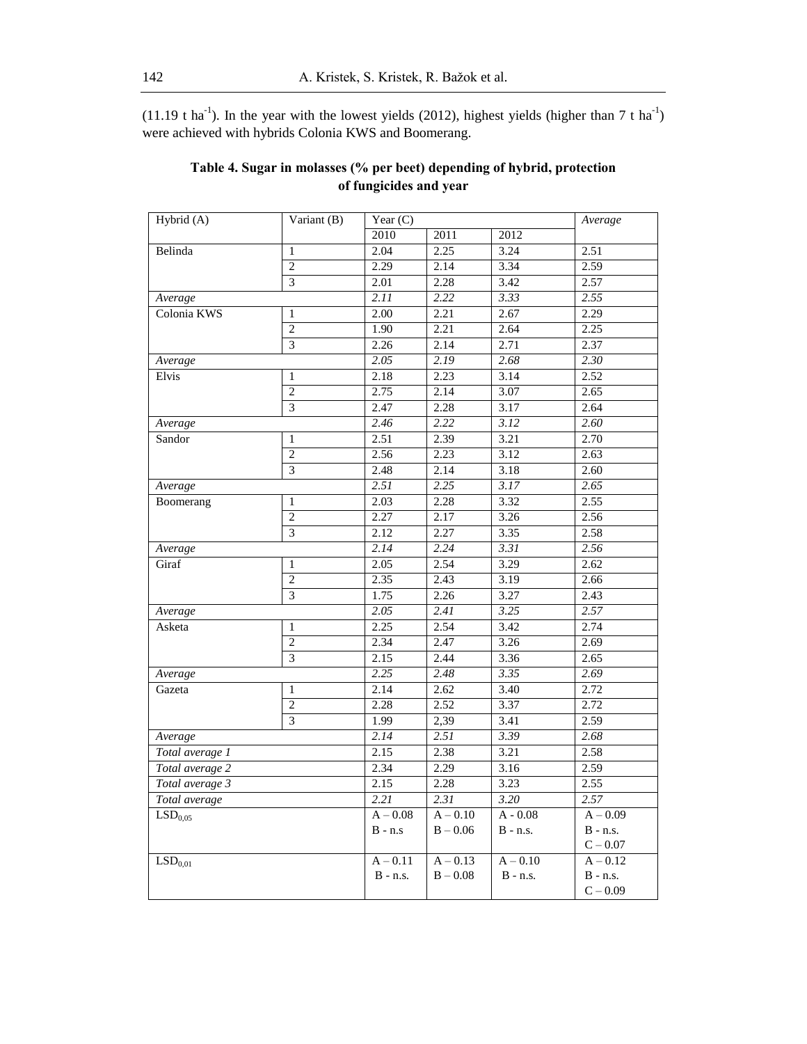(11.19 t $ha^{-1}$). In the year with the lowest yields (2012), highest yields (higher than 7 t $ha^{-1}$) were achieved with hybrids Colonia KWS and Boomerang.

**Table 4. Sugar in molasses (% per beet) depending of hybrid, protection of fungicides and year**

| Hybrid (A) | Variant (B) | Year (C) | | | *Average* |
|---|---|---|---|---|---|
| | | 2010 | 2011 | 2012 | |
| Belinda | 1 | 2.04 | 2.25 | 3.24 | 2.51 |
| | 2 | 2.29 | 2.14 | 3.34 | 2.59 |
| | 3 | 2.01 | 2.28 | 3.42 | 2.57 |
| *Average* | | *2.11* | *2.22* | *3.33* | *2.55* |
| Colonia KWS | 1 | 2.00 | 2.21 | 2.67 | 2.29 |
| | 2 | 1.90 | 2.21 | 2.64 | 2.25 |
| | 3 | 2.26 | 2.14 | 2.71 | 2.37 |
| *Average* | | *2.05* | *2.19* | *2.68* | *2.30* |
| Elvis | 1 | 2.18 | 2.23 | 3.14 | 2.52 |
| | 2 | 2.75 | 2.14 | 3.07 | 2.65 |
| | 3 | 2.47 | 2.28 | 3.17 | 2.64 |
| *Average* | | *2.46* | *2.22* | *3.12* | *2.60* |
| Sandor | 1 | 2.51 | 2.39 | 3.21 | 2.70 |
| | 2 | 2.56 | 2.23 | 3.12 | 2.63 |
| | 3 | 2.48 | 2.14 | 3.18 | 2.60 |
| *Average* | | *2.51* | *2.25* | *3.17* | *2.65* |
| Boomerang | 1 | 2.03 | 2.28 | 3.32 | 2.55 |
| | 2 | 2.27 | 2.17 | 3.26 | 2.56 |
| | 3 | 2.12 | 2.27 | 3.35 | 2.58 |
| *Average* | | *2.14* | *2.24* | *3.31* | *2.56* |
| Giraf | 1 | 2.05 | 2.54 | 3.29 | 2.62 |
| | 2 | 2.35 | 2.43 | 3.19 | 2.66 |
| | 3 | 1.75 | 2.26 | 3.27 | 2.43 |
| *Average* | | *2.05* | *2.41* | *3.25* | *2.57* |
| Asketa | 1 | 2.25 | 2.54 | 3.42 | 2.74 |
| | 2 | 2.34 | 2.47 | 3.26 | 2.69 |
| | 3 | 2.15 | 2.44 | 3.36 | 2.65 |
| *Average* | | *2.25* | *2.48* | *3.35* | *2.69* |
| Gazeta | 1 | 2.14 | 2.62 | 3.40 | 2.72 |
| | 2 | 2.28 | 2.52 | 3.37 | 2.72 |
| | 3 | 1.99 | 2,39 | 3.41 | 2.59 |
| *Average* | | *2.14* | *2.51* | *3.39* | *2.68* |
| *Total average 1* | | 2.15 | 2.38 | 3.21 | 2.58 |
| *Total average 2* | | 2.34 | 2.29 | 3.16 | 2.59 |
| *Total average 3* | | 2.15 | 2.28 | 3.23 | 2.55 |
| *Total average* | | *2.21* | *2.31* | *3.20* | *2.57* |
| $LSD_{0,05}$ | | A – 0.08<br>B - n.s | A – 0.10<br>B – 0.06 | A - 0.08<br>B - n.s. | A – 0.09<br>B - n.s.<br>C – 0.07 |
| $LSD_{0,01}$ | | A – 0.11<br>B - n.s. | A – 0.13<br>B – 0.08 | A – 0.10<br>B - n.s. | A – 0.12<br>B - n.s.<br>C – 0.09 |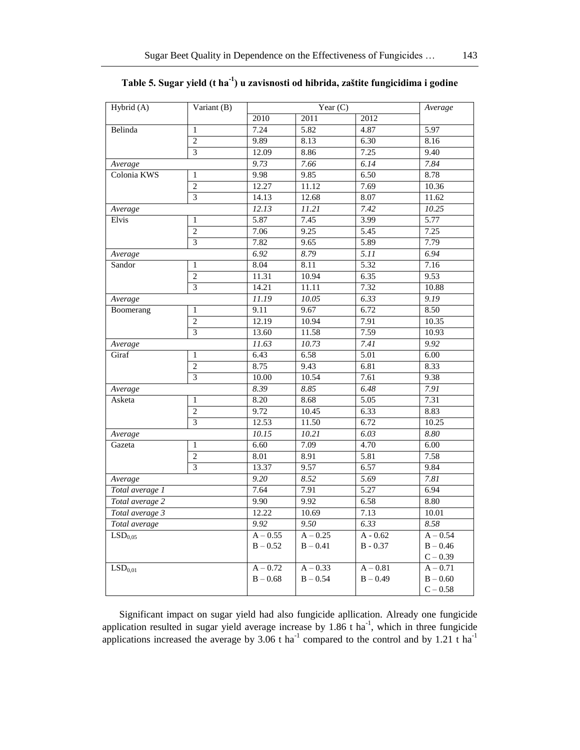**Table 5. Sugar yield (t ha$^{-1}$) u zavisnosti od hibrida, zaštite fungicidima i godine**

| Hybrid (A) | Variant (B) | Year (C) | | | *Average* |
|---|---|---|---|---|---|
| | | 2010 | 2011 | 2012 | |
| Belinda | 1 | 7.24 | 5.82 | 4.87 | 5.97 |
| | 2 | 9.89 | 8.13 | 6.30 | 8.16 |
| | 3 | 12.09 | 8.86 | 7.25 | 9.40 |
| *Average* | | *9.73* | *7.66* | *6.14* | *7.84* |
| Colonia KWS | 1 | 9.98 | 9.85 | 6.50 | 8.78 |
| | 2 | 12.27 | 11.12 | 7.69 | 10.36 |
| | 3 | 14.13 | 12.68 | 8.07 | 11.62 |
| *Average* | | *12.13* | *11.21* | *7.42* | *10.25* |
| Elvis | 1 | 5.87 | 7.45 | 3.99 | 5.77 |
| | 2 | 7.06 | 9.25 | 5.45 | 7.25 |
| | 3 | 7.82 | 9.65 | 5.89 | 7.79 |
| *Average* | | *6.92* | *8.79* | *5.11* | *6.94* |
| Sandor | 1 | 8.04 | 8.11 | 5.32 | 7.16 |
| | 2 | 11.31 | 10.94 | 6.35 | 9.53 |
| | 3 | 14.21 | 11.11 | 7.32 | 10.88 |
| *Average* | | *11.19* | *10.05* | *6.33* | *9.19* |
| Boomerang | 1 | 9.11 | 9.67 | 6.72 | 8.50 |
| | 2 | 12.19 | 10.94 | 7.91 | 10.35 |
| | 3 | 13.60 | 11.58 | 7.59 | 10.93 |
| *Average* | | *11.63* | *10.73* | *7.41* | *9.92* |
| Giraf | 1 | 6.43 | 6.58 | 5.01 | 6.00 |
| | 2 | 8.75 | 9.43 | 6.81 | 8.33 |
| | 3 | 10.00 | 10.54 | 7.61 | 9.38 |
| *Average* | | *8.39* | *8.85* | *6.48* | *7.91* |
| Asketa | 1 | 8.20 | 8.68 | 5.05 | 7.31 |
| | 2 | 9.72 | 10.45 | 6.33 | 8.83 |
| | 3 | 12.53 | 11.50 | 6.72 | 10.25 |
| *Average* | | *10.15* | *10.21* | *6.03* | *8.80* |
| Gazeta | 1 | 6.60 | 7.09 | 4.70 | 6.00 |
| | 2 | 8.01 | 8.91 | 5.81 | 7.58 |
| | 3 | 13.37 | 9.57 | 6.57 | 9.84 |
| *Average* | | *9.20* | *8.52* | *5.69* | *7.81* |
| *Total average 1* | | 7.64 | 7.91 | 5.27 | 6.94 |
| *Total average 2* | | 9.90 | 9.92 | 6.58 | 8.80 |
| *Total average 3* | | 12.22 | 10.69 | 7.13 | 10.01 |
| *Total average* | | *9.92* | *9.50* | *6.33* | *8.58* |
| $LSD_{0,05}$ | | A – 0.55<br>B – 0.52 | A – 0.25<br>B – 0.41 | A - 0.62<br>B - 0.37 | A – 0.54<br>B – 0.46<br>C – 0.39 |
| $LSD_{0,01}$ | | A – 0.72<br>B – 0.68 | A – 0.33<br>B – 0.54 | A – 0.81<br>B – 0.49 | A – 0.71<br>B – 0.60<br>C – 0.58 |

Significant impact on sugar yield had also fungicide apllication. Already one fungicide application resulted in sugar yield average increase by 1.86 t ha$^{-1}$, which in three fungicide applications increased the average by 3.06 t ha$^{-1}$ compared to the control and by 1.21 t ha$^{-1}$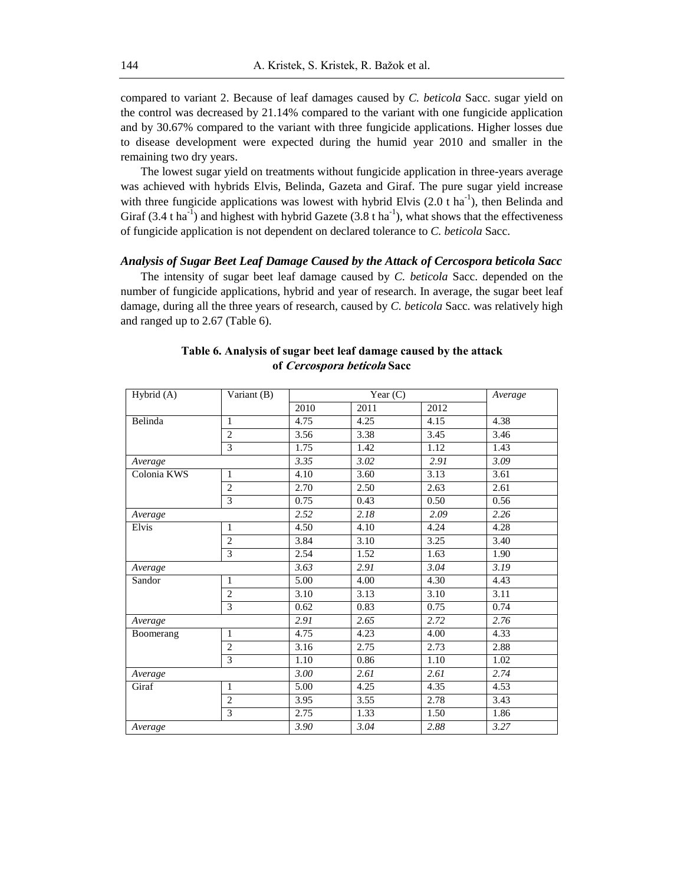compared to variant 2. Because of leaf damages caused by *C. beticola* Sacc. sugar yield on the control was decreased by 21.14% compared to the variant with one fungicide application and by 30.67% compared to the variant with three fungicide applications. Higher losses due to disease development were expected during the humid year 2010 and smaller in the remaining two dry years.

The lowest sugar yield on treatments without fungicide application in three-years average was achieved with hybrids Elvis, Belinda, Gazeta and Giraf. The pure sugar yield increase with three fungicide applications was lowest with hybrid Elvis (2.0 t ha$^{-1}$), then Belinda and Giraf (3.4 t ha$^{-1}$) and highest with hybrid Gazete (3.8 t ha$^{-1}$), what shows that the effectiveness of fungicide application is not dependent on declared tolerance to *C. beticola* Sacc.

### *Analysis of Sugar Beet Leaf Damage Caused by the Attack of Cercospora beticola Sacc*

The intensity of sugar beet leaf damage caused by *C. beticola* Sacc. depended on the number of fungicide applications, hybrid and year of research. In average, the sugar beet leaf damage, during all the three years of research, caused by *C. beticola* Sacc. was relatively high and ranged up to 2.67 (Table 6).

**Table 6. Analysis of sugar beet leaf damage caused by the attack of *Cercospora beticola* Sacc**

| Hybrid (A) | Variant (B) | Year (C) | | | *Average* |
|---|---|---|---|---|---|
| | | 2010 | 2011 | 2012 | |
| Belinda | 1 | 4.75 | 4.25 | 4.15 | 4.38 |
| | 2 | 3.56 | 3.38 | 3.45 | 3.46 |
| | 3 | 1.75 | 1.42 | 1.12 | 1.43 |
| *Average* | | *3.35* | *3.02* | *2.91* | *3.09* |
| Colonia KWS | 1 | 4.10 | 3.60 | 3.13 | 3.61 |
| | 2 | 2.70 | 2.50 | 2.63 | 2.61 |
| | 3 | 0.75 | 0.43 | 0.50 | 0.56 |
| *Average* | | *2.52* | *2.18* | *2.09* | *2.26* |
| Elvis | 1 | 4.50 | 4.10 | 4.24 | 4.28 |
| | 2 | 3.84 | 3.10 | 3.25 | 3.40 |
| | 3 | 2.54 | 1.52 | 1.63 | 1.90 |
| *Average* | | *3.63* | *2.91* | *3.04* | *3.19* |
| Sandor | 1 | 5.00 | 4.00 | 4.30 | 4.43 |
| | 2 | 3.10 | 3.13 | 3.10 | 3.11 |
| | 3 | 0.62 | 0.83 | 0.75 | 0.74 |
| *Average* | | *2.91* | *2.65* | *2.72* | *2.76* |
| Boomerang | 1 | 4.75 | 4.23 | 4.00 | 4.33 |
| | 2 | 3.16 | 2.75 | 2.73 | 2.88 |
| | 3 | 1.10 | 0.86 | 1.10 | 1.02 |
| *Average* | | *3.00* | *2.61* | *2.61* | *2.74* |
| Giraf | 1 | 5.00 | 4.25 | 4.35 | 4.53 |
| | 2 | 3.95 | 3.55 | 2.78 | 3.43 |
| | 3 | 2.75 | 1.33 | 1.50 | 1.86 |
| *Average* | | *3.90* | *3.04* | *2.88* | *3.27* |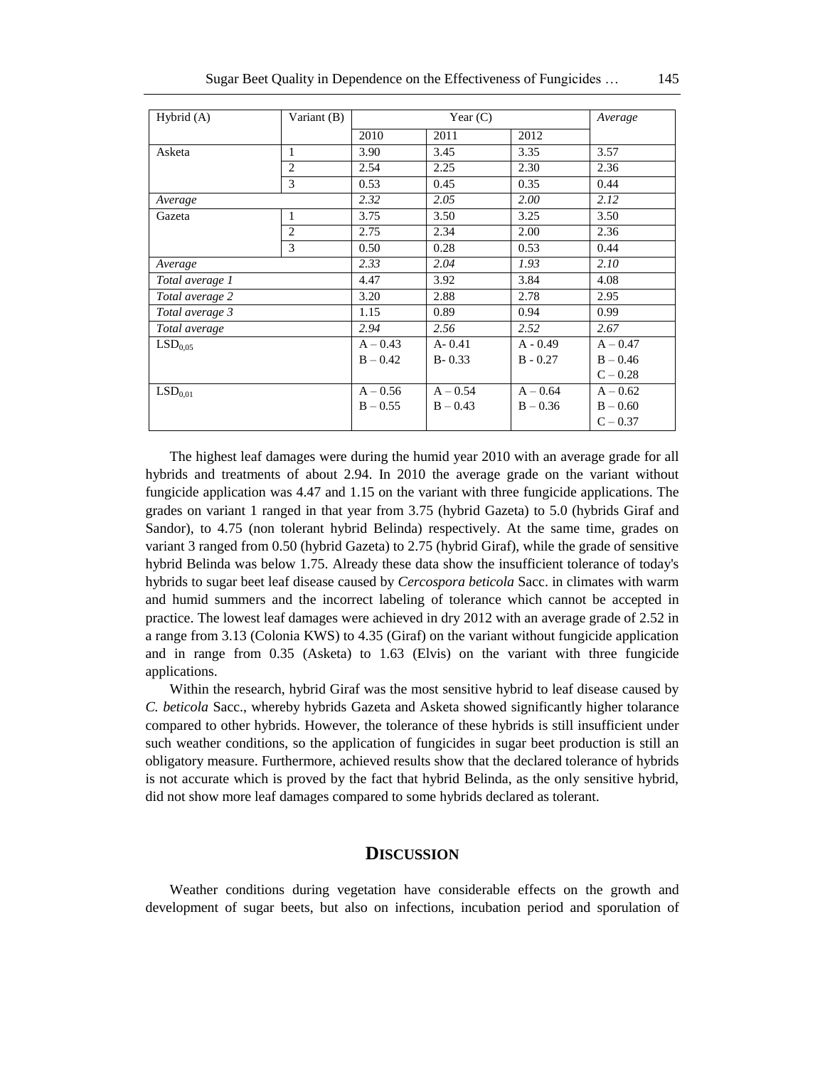| Hybrid (A) | Variant (B) | Year (C) | | | *Average* |
|---|---|---|---|---|---|
| | | 2010 | 2011 | 2012 | |
| Asketa | 1 | 3.90 | 3.45 | 3.35 | 3.57 |
| | 2 | 2.54 | 2.25 | 2.30 | 2.36 |
| | 3 | 0.53 | 0.45 | 0.35 | 0.44 |
| *Average* | | *2.32* | *2.05* | *2.00* | *2.12* |
| Gazeta | 1 | 3.75 | 3.50 | 3.25 | 3.50 |
| | 2 | 2.75 | 2.34 | 2.00 | 2.36 |
| | 3 | 0.50 | 0.28 | 0.53 | 0.44 |
| *Average* | | *2.33* | *2.04* | *1.93* | *2.10* |
| *Total average 1* | | 4.47 | 3.92 | 3.84 | 4.08 |
| *Total average 2* | | 3.20 | 2.88 | 2.78 | 2.95 |
| *Total average 3* | | 1.15 | 0.89 | 0.94 | 0.99 |
| *Total average* | | *2.94* | *2.56* | *2.52* | *2.67* |
| $LSD_{0,05}$ | | A – 0.43<br>B – 0.42 | A- 0.41<br>B- 0.33 | A - 0.49<br>B - 0.27 | A – 0.47<br>B – 0.46<br>C – 0.28 |
| $LSD_{0,01}$ | | A – 0.56<br>B – 0.55 | A – 0.54<br>B – 0.43 | A – 0.64<br>B – 0.36 | A – 0.62<br>B – 0.60<br>C – 0.37 |

The highest leaf damages were during the humid year 2010 with an average grade for all hybrids and treatments of about 2.94. In 2010 the average grade on the variant without fungicide application was 4.47 and 1.15 on the variant with three fungicide applications. The grades on variant 1 ranged in that year from 3.75 (hybrid Gazeta) to 5.0 (hybrids Giraf and Sandor), to 4.75 (non tolerant hybrid Belinda) respectively. At the same time, grades on variant 3 ranged from 0.50 (hybrid Gazeta) to 2.75 (hybrid Giraf), while the grade of sensitive hybrid Belinda was below 1.75. Already these data show the insufficient tolerance of today's hybrids to sugar beet leaf disease caused by *Cercospora beticola* Sacc. in climates with warm and humid summers and the incorrect labeling of tolerance which cannot be accepted in practice. The lowest leaf damages were achieved in dry 2012 with an average grade of 2.52 in a range from 3.13 (Colonia KWS) to 4.35 (Giraf) on the variant without fungicide application and in range from 0.35 (Asketa) to 1.63 (Elvis) on the variant with three fungicide applications.

Within the research, hybrid Giraf was the most sensitive hybrid to leaf disease caused by *C. beticola* Sacc., whereby hybrids Gazeta and Asketa showed significantly higher tolarance compared to other hybrids. However, the tolerance of these hybrids is still insufficient under such weather conditions, so the application of fungicides in sugar beet production is still an obligatory measure. Furthermore, achieved results show that the declared tolerance of hybrids is not accurate which is proved by the fact that hybrid Belinda, as the only sensitive hybrid, did not show more leaf damages compared to some hybrids declared as tolerant.

## DISCUSSION

Weather conditions during vegetation have considerable effects on the growth and development of sugar beets, but also on infections, incubation period and sporulation of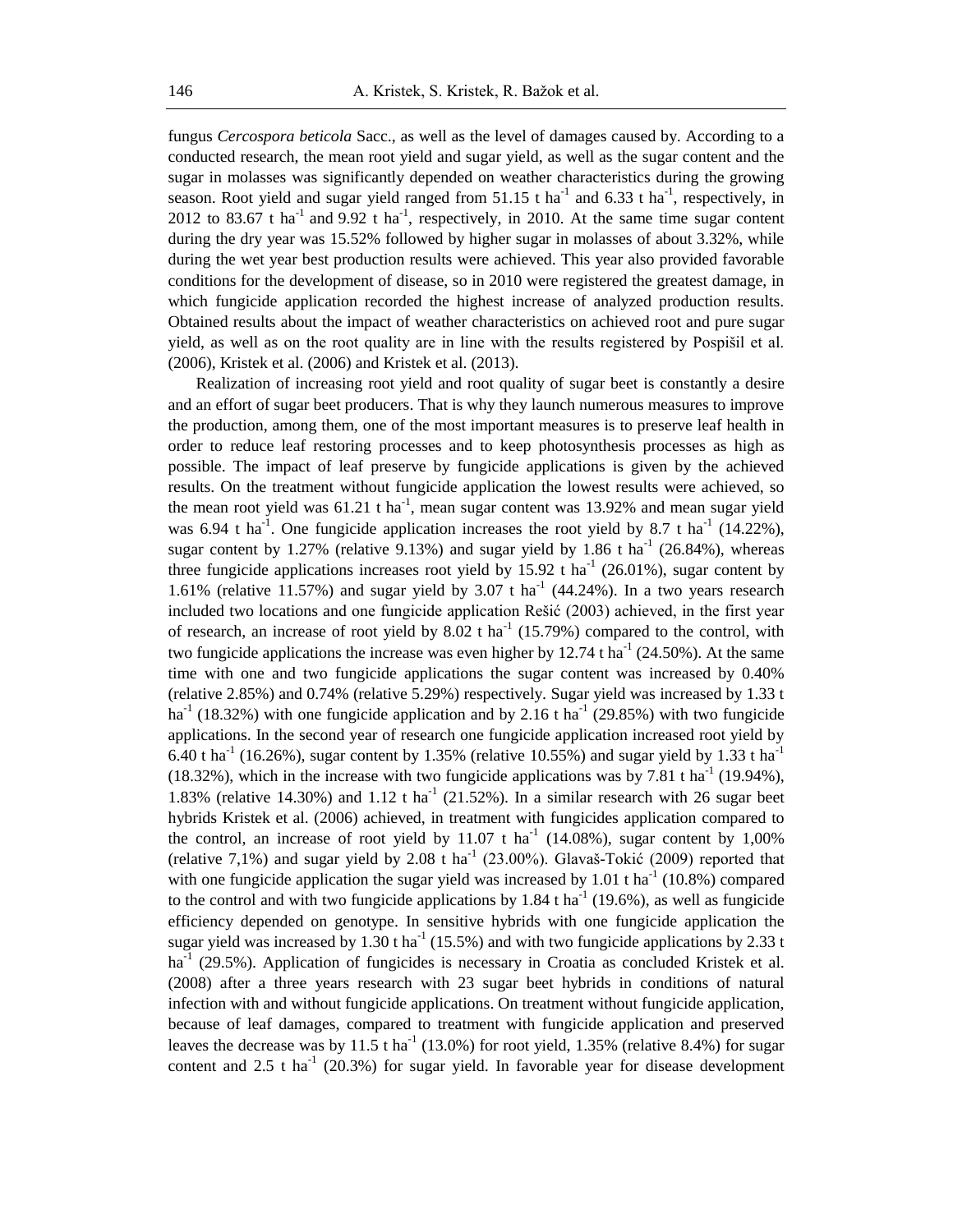fungus *Cercospora beticola* Sacc., as well as the level of damages caused by. According to a conducted research, the mean root yield and sugar yield, as well as the sugar content and the sugar in molasses was significantly depended on weather characteristics during the growing season. Root yield and sugar yield ranged from 51.15 t ha$^{-1}$ and 6.33 t ha$^{-1}$, respectively, in 2012 to 83.67 t ha$^{-1}$ and 9.92 t ha$^{-1}$, respectively, in 2010. At the same time sugar content during the dry year was 15.52% followed by higher sugar in molasses of about 3.32%, while during the wet year best production results were achieved. This year also provided favorable conditions for the development of disease, so in 2010 were registered the greatest damage, in which fungicide application recorded the highest increase of analyzed production results. Obtained results about the impact of weather characteristics on achieved root and pure sugar yield, as well as on the root quality are in line with the results registered by Pospišil et al. (2006), Kristek et al. (2006) and Kristek et al. (2013).

Realization of increasing root yield and root quality of sugar beet is constantly a desire and an effort of sugar beet producers. That is why they launch numerous measures to improve the production, among them, one of the most important measures is to preserve leaf health in order to reduce leaf restoring processes and to keep photosynthesis processes as high as possible. The impact of leaf preserve by fungicide applications is given by the achieved results. On the treatment without fungicide application the lowest results were achieved, so the mean root yield was 61.21 t ha$^{-1}$, mean sugar content was 13.92% and mean sugar yield was 6.94 t ha$^{-1}$. One fungicide application increases the root yield by 8.7 t ha$^{-1}$ (14.22%), sugar content by 1.27% (relative 9.13%) and sugar yield by 1.86 t ha$^{-1}$ (26.84%), whereas three fungicide applications increases root yield by 15.92 t ha$^{-1}$ (26.01%), sugar content by 1.61% (relative 11.57%) and sugar yield by 3.07 t ha$^{-1}$ (44.24%). In a two years research included two locations and one fungicide application Rešić (2003) achieved, in the first year of research, an increase of root yield by 8.02 t ha$^{-1}$ (15.79%) compared to the control, with two fungicide applications the increase was even higher by 12.74 t ha$^{-1}$ (24.50%). At the same time with one and two fungicide applications the sugar content was increased by 0.40% (relative 2.85%) and 0.74% (relative 5.29%) respectively. Sugar yield was increased by 1.33 t ha$^{-1}$ (18.32%) with one fungicide application and by 2.16 t ha$^{-1}$ (29.85%) with two fungicide applications. In the second year of research one fungicide application increased root yield by 6.40 t ha$^{-1}$ (16.26%), sugar content by 1.35% (relative 10.55%) and sugar yield by 1.33 t ha$^{-1}$ (18.32%), which in the increase with two fungicide applications was by 7.81 t ha$^{-1}$ (19.94%), 1.83% (relative 14.30%) and 1.12 t ha$^{-1}$ (21.52%). In a similar research with 26 sugar beet hybrids Kristek et al. (2006) achieved, in treatment with fungicides application compared to the control, an increase of root yield by 11.07 t ha$^{-1}$ (14.08%), sugar content by 1,00% (relative 7,1%) and sugar yield by 2.08 t ha$^{-1}$ (23.00%). Glavaš-Tokić (2009) reported that with one fungicide application the sugar yield was increased by 1.01 t ha$^{-1}$ (10.8%) compared to the control and with two fungicide applications by 1.84 t ha$^{-1}$ (19.6%), as well as fungicide efficiency depended on genotype. In sensitive hybrids with one fungicide application the sugar yield was increased by 1.30 t ha$^{-1}$ (15.5%) and with two fungicide applications by 2.33 t ha$^{-1}$ (29.5%). Application of fungicides is necessary in Croatia as concluded Kristek et al. (2008) after a three years research with 23 sugar beet hybrids in conditions of natural infection with and without fungicide applications. On treatment without fungicide application, because of leaf damages, compared to treatment with fungicide application and preserved leaves the decrease was by 11.5 t ha$^{-1}$ (13.0%) for root yield, 1.35% (relative 8.4%) for sugar content and 2.5 t ha$^{-1}$ (20.3%) for sugar yield. In favorable year for disease development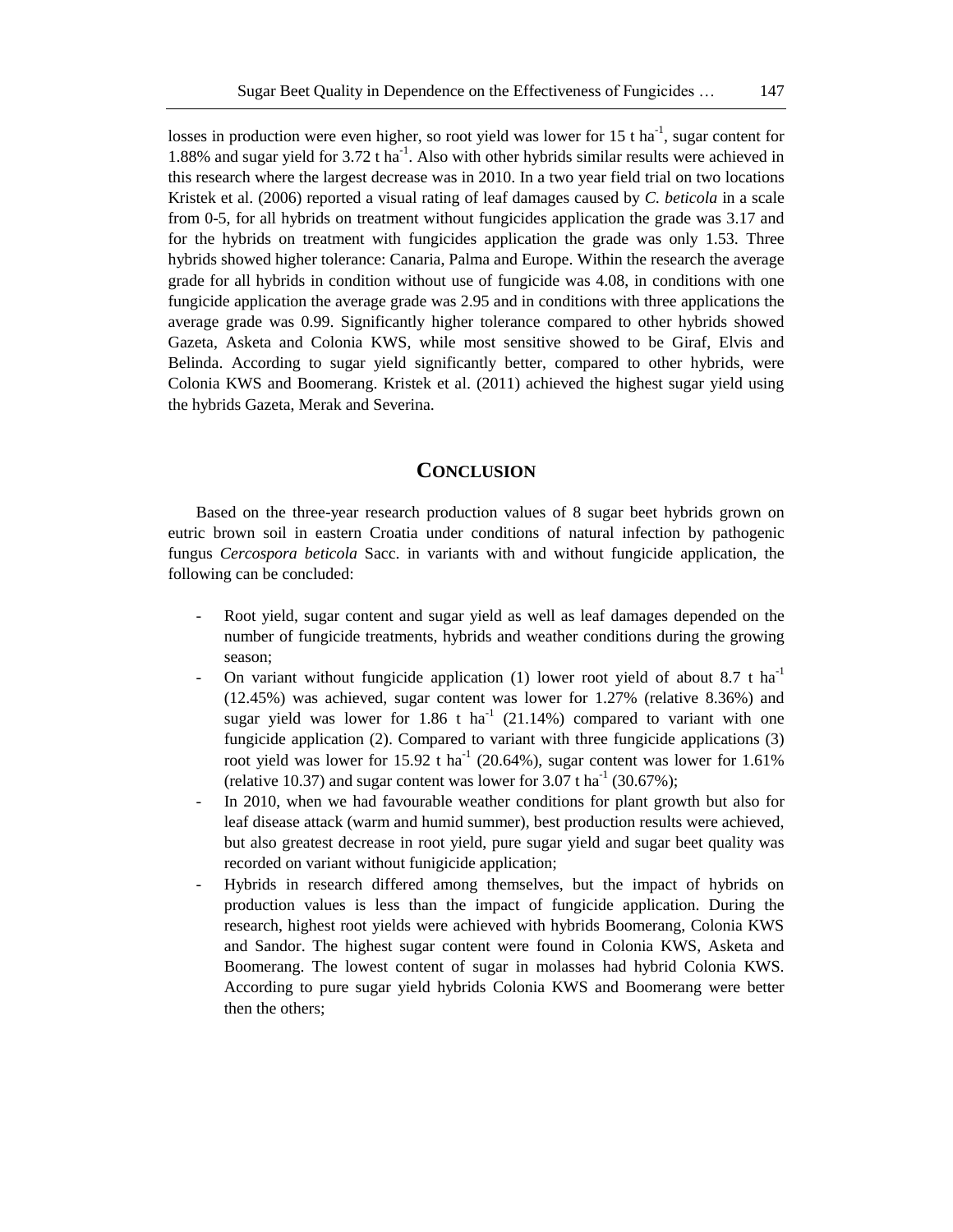losses in production were even higher, so root yield was lower for 15 t ha$^{-1}$, sugar content for 1.88% and sugar yield for 3.72 t ha$^{-1}$. Also with other hybrids similar results were achieved in this research where the largest decrease was in 2010. In a two year field trial on two locations Kristek et al. (2006) reported a visual rating of leaf damages caused by *C. beticola* in a scale from 0-5, for all hybrids on treatment without fungicides application the grade was 3.17 and for the hybrids on treatment with fungicides application the grade was only 1.53. Three hybrids showed higher tolerance: Canaria, Palma and Europe. Within the research the average grade for all hybrids in condition without use of fungicide was 4.08, in conditions with one fungicide application the average grade was 2.95 and in conditions with three applications the average grade was 0.99. Significantly higher tolerance compared to other hybrids showed Gazeta, Asketa and Colonia KWS, while most sensitive showed to be Giraf, Elvis and Belinda. According to sugar yield significantly better, compared to other hybrids, were Colonia KWS and Boomerang. Kristek et al. (2011) achieved the highest sugar yield using the hybrids Gazeta, Merak and Severina.

## CONCLUSION

Based on the three-year research production values of 8 sugar beet hybrids grown on eutric brown soil in eastern Croatia under conditions of natural infection by pathogenic fungus *Cercospora beticola* Sacc. in variants with and without fungicide application, the following can be concluded:

- Root yield, sugar content and sugar yield as well as leaf damages depended on the number of fungicide treatments, hybrids and weather conditions during the growing season;
- On variant without fungicide application (1) lower root yield of about 8.7 t ha$^{-1}$ (12.45%) was achieved, sugar content was lower for 1.27% (relative 8.36%) and sugar yield was lower for 1.86 t ha$^{-1}$ (21.14%) compared to variant with one fungicide application (2). Compared to variant with three fungicide applications (3) root yield was lower for 15.92 t ha$^{-1}$ (20.64%), sugar content was lower for 1.61% (relative 10.37) and sugar content was lower for 3.07 t ha$^{-1}$ (30.67%);
- In 2010, when we had favourable weather conditions for plant growth but also for leaf disease attack (warm and humid summer), best production results were achieved, but also greatest decrease in root yield, pure sugar yield and sugar beet quality was recorded on variant without funigicide application;
- Hybrids in research differed among themselves, but the impact of hybrids on production values is less than the impact of fungicide application. During the research, highest root yields were achieved with hybrids Boomerang, Colonia KWS and Sandor. The highest sugar content were found in Colonia KWS, Asketa and Boomerang. The lowest content of sugar in molasses had hybrid Colonia KWS. According to pure sugar yield hybrids Colonia KWS and Boomerang were better then the others;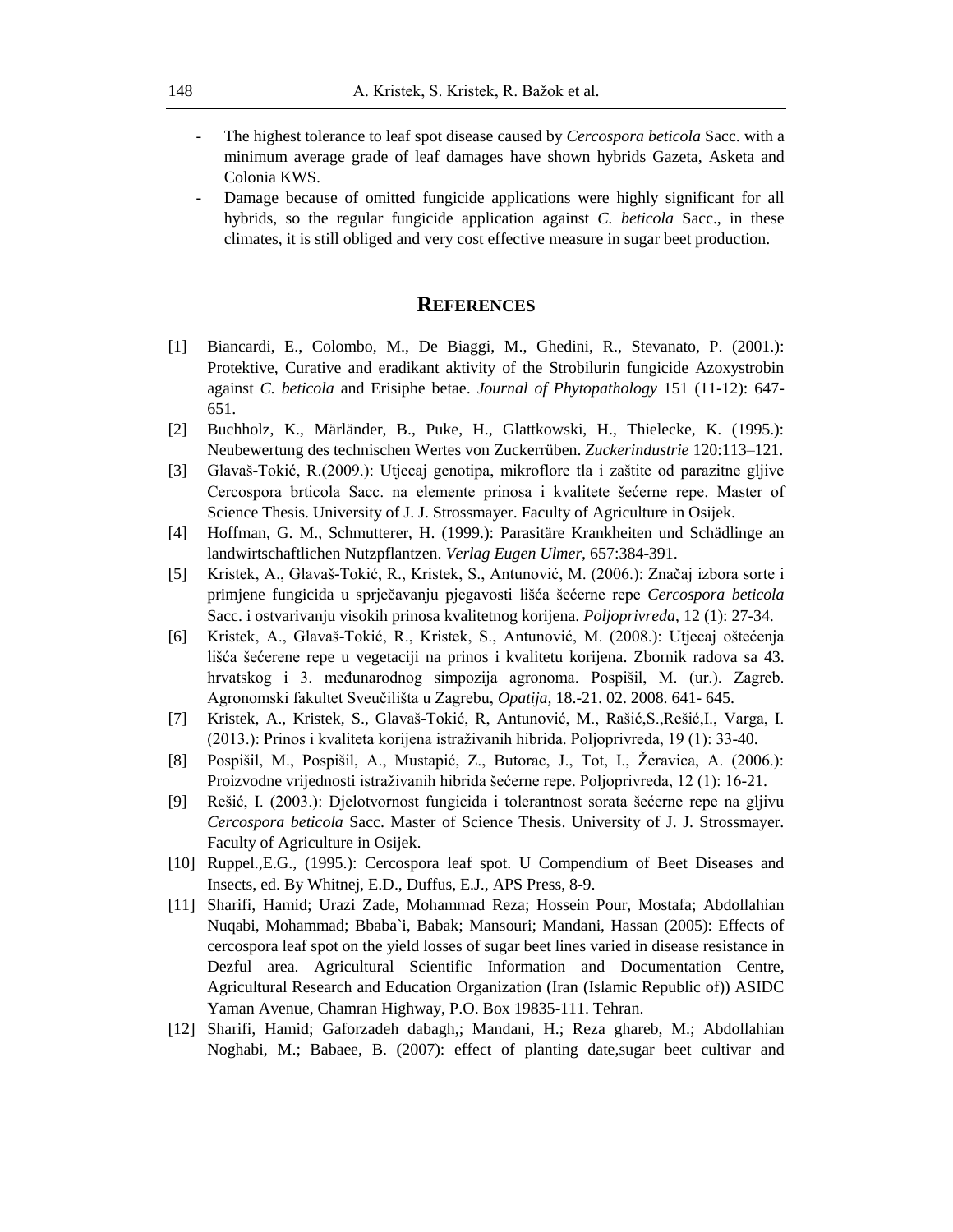- The highest tolerance to leaf spot disease caused by *Cercospora beticola* Sacc. with a minimum average grade of leaf damages have shown hybrids Gazeta, Asketa and Colonia KWS.
- Damage because of omitted fungicide applications were highly significant for all hybrids, so the regular fungicide application against *C. beticola* Sacc., in these climates, it is still obliged and very cost effective measure in sugar beet production.

## REFERENCES

[1] Biancardi, E., Colombo, M., De Biaggi, M., Ghedini, R., Stevanato, P. (2001.): Protektive, Curative and eradikant aktivity of the Strobilurin fungicide Azoxystrobin against *C. beticola* and Erisiphe betae. *Journal of Phytopathology* 151 (11-12): 647-651.

[2] Buchholz, K., Märländer, B., Puke, H., Glattkowski, H., Thielecke, K. (1995.): Neubewertung des technischen Wertes von Zuckerrüben. *Zuckerindustrie* 120:113–121.

[3] Glavaš-Tokić, R.(2009.): Utjecaj genotipa, mikroflore tla i zaštite od parazitne gljive Cercospora brticola Sacc. na elemente prinosa i kvalitete šećerne repe. Master of Science Thesis. University of J. J. Strossmayer. Faculty of Agriculture in Osijek.

[4] Hoffman, G. M., Schmutterer, H. (1999.): Parasitäre Krankheiten und Schädlinge an landwirtschaftlichen Nutzpflantzen. *Verlag Eugen Ulmer*, 657:384-391.

[5] Kristek, A., Glavaš-Tokić, R., Kristek, S., Antunović, M. (2006.): Značaj izbora sorte i primjene fungicida u sprječavanju pjegavosti lišća šećerne repe *Cercospora beticola* Sacc. i ostvarivanju visokih prinosa kvalitetnog korijena. *Poljoprivreda*, 12 (1): 27-34.

[6] Kristek, A., Glavaš-Tokić, R., Kristek, S., Antunović, M. (2008.): Utjecaj oštećenja lišća šećerene repe u vegetaciji na prinos i kvalitetu korijena. Zbornik radova sa 43. hrvatskog i 3. međunarodnog simpozija agronoma. Pospišil, M. (ur.). Zagreb. Agronomski fakultet Sveučilišta u Zagrebu, *Opatija*, 18.-21. 02. 2008. 641- 645.

[7] Kristek, A., Kristek, S., Glavaš-Tokić, R, Antunović, M., Rašić,S.,Rešić,I., Varga, I. (2013.): Prinos i kvaliteta korijena istraživanih hibrida. Poljoprivreda, 19 (1): 33-40.

[8] Pospišil, M., Pospišil, A., Mustapić, Z., Butorac, J., Tot, I., Žeravica, A. (2006.): Proizvodne vrijednosti istraživanih hibrida šećerne repe. Poljoprivreda, 12 (1): 16-21.

[9] Rešić, I. (2003.): Djelotvornost fungicida i tolerantnost sorata šećerne repe na gljivu *Cercospora beticola* Sacc. Master of Science Thesis. University of J. J. Strossmayer. Faculty of Agriculture in Osijek.

[10] Ruppel.,E.G., (1995.): Cercospora leaf spot. U Compendium of Beet Diseases and Insects, ed. By Whitnej, E.D., Duffus, E.J., APS Press, 8-9.

[11] Sharifi, Hamid; Urazi Zade, Mohammad Reza; Hossein Pour, Mostafa; Abdollahian Nuqabi, Mohammad; Bbaba`i, Babak; Mansouri; Mandani, Hassan (2005): Effects of cercospora leaf spot on the yield losses of sugar beet lines varied in disease resistance in Dezful area. Agricultural Scientific Information and Documentation Centre, Agricultural Research and Education Organization (Iran (Islamic Republic of)) ASIDC Yaman Avenue, Chamran Highway, P.O. Box 19835-111. Tehran.

[12] Sharifi, Hamid; Gaforzadeh dabagh,; Mandani, H.; Reza ghareb, M.; Abdollahian Noghabi, M.; Babaee, B. (2007): effect of planting date,sugar beet cultivar and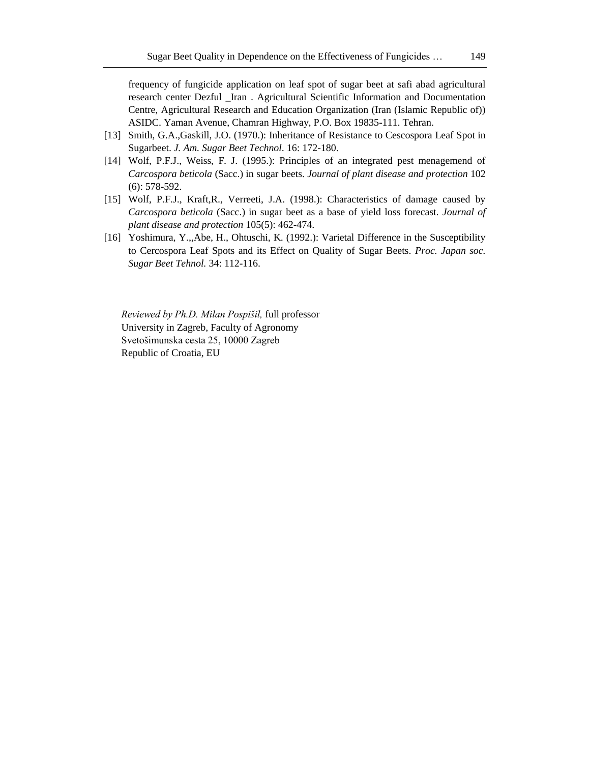frequency of fungicide application on leaf spot of sugar beet at safi abad agricultural research center Dezful _Iran . Agricultural Scientific Information and Documentation Centre, Agricultural Research and Education Organization (Iran (Islamic Republic of)) ASIDC. Yaman Avenue, Chamran Highway, P.O. Box 19835-111. Tehran.

[13] Smith, G.A.,Gaskill, J.O. (1970.): Inheritance of Resistance to Cescospora Leaf Spot in Sugarbeet. *J. Am. Sugar Beet Technol*. 16: 172-180.

[14] Wolf, P.F.J., Weiss, F. J. (1995.): Principles of an integrated pest menagemend of *Carcospora beticola* (Sacc.) in sugar beets. *Journal of plant disease and protection* 102 (6): 578-592.

[15] Wolf, P.F.J., Kraft,R., Verreeti, J.A. (1998.): Characteristics of damage caused by *Carcospora beticola* (Sacc.) in sugar beet as a base of yield loss forecast. *Journal of plant disease and protection* 105(5): 462-474.

[16] Yoshimura, Y.,,Abe, H., Ohtuschi, K. (1992.): Varietal Difference in the Susceptibility to Cercospora Leaf Spots and its Effect on Quality of Sugar Beets. *Proc. Japan soc. Sugar Beet Tehnol.* 34: 112-116.

*Reviewed by Ph.D. Milan Pospišil,* full professor
University in Zagreb, Faculty of Agronomy
Svetošimunska cesta 25, 10000 Zagreb
Republic of Croatia, EU